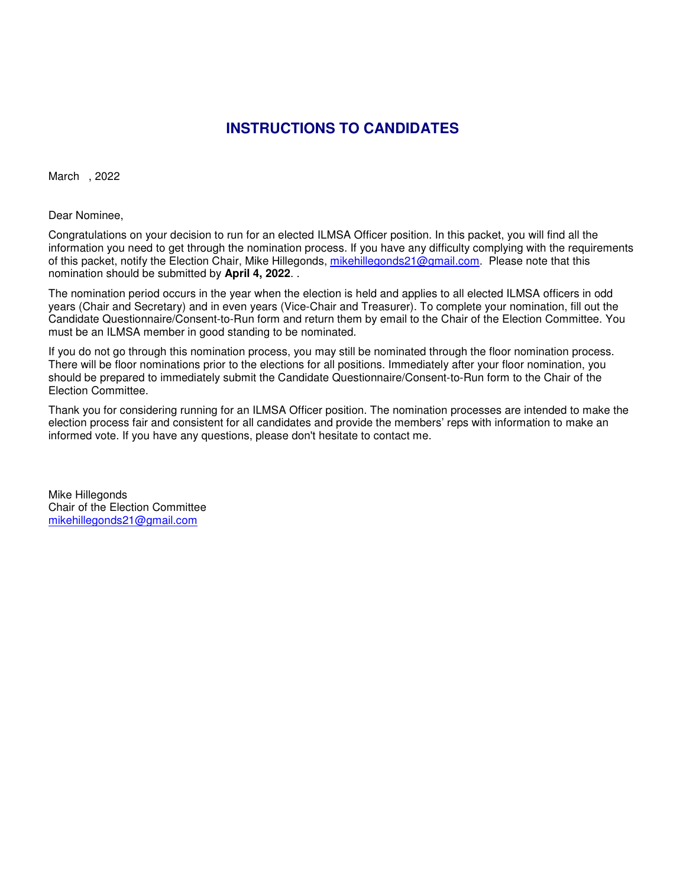# INSTRUCTIONS TO CANDIDATES

March , 2022

Dear Nominee,

Congratulations on your decision to run for an elected ILMSA Officer position. In this packet, you will find all the information you need to get through the nomination process. If you have any difficulty complying with the requirements of this packet, notify the Election Chair, Mike Hillegonds, mikehillegonds21@gmail.com. Please note that this nomination should be submitted by **April 4, 2022**. .

The nomination period occurs in the year when the election is held and applies to all elected ILMSA officers in odd years (Chair and Secretary) and in even years (Vice-Chair and Treasurer). To complete your nomination, fill out the Candidate Questionnaire/Consent-to-Run form and return them by email to the Chair of the Election Committee. You must be an ILMSA member in good standing to be nominated.

If you do not go through this nomination process, you may still be nominated through the floor nomination process. There will be floor nominations prior to the elections for all positions. Immediately after your floor nomination, you should be prepared to immediately submit the Candidate Questionnaire/Consent-to-Run form to the Chair of the Election Committee.

Thank you for considering running for an ILMSA Officer position. The nomination processes are intended to make the election process fair and consistent for all candidates and provide the members' reps with information to make an informed vote. If you have any questions, please don't hesitate to contact me.

Mike Hillegonds
Chair of the Election Committee
mikehillegonds21@gmail.com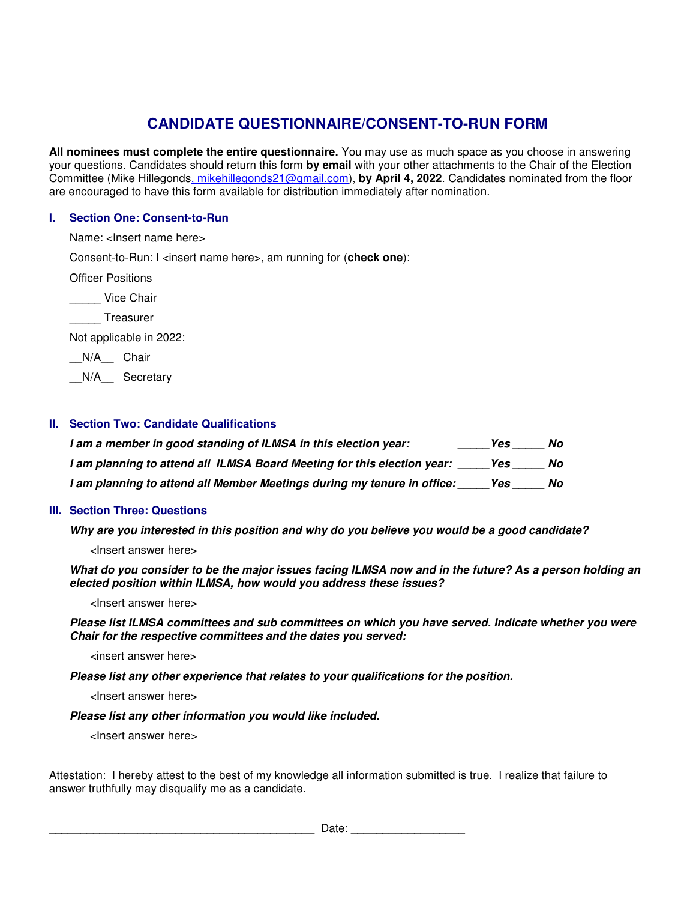# CANDIDATE QUESTIONNAIRE/CONSENT-TO-RUN FORM

**All nominees must complete the entire questionnaire.** You may use as much space as you choose in answering your questions. Candidates should return this form **by email** with your other attachments to the Chair of the Election Committee (Mike Hillegonds, mikehillegonds21@gmail.com), **by April 4, 2022**. Candidates nominated from the floor are encouraged to have this form available for distribution immediately after nomination.

## I. Section One: Consent-to-Run

Name: <Insert name here>

Consent-to-Run: I <insert name here>, am running for (**check one**):

Officer Positions

_____ Vice Chair

_____ Treasurer

Not applicable in 2022:

__N/A__ Chair

__N/A__ Secretary

## II. Section Two: Candidate Qualifications

***I am a member in good standing of ILMSA in this election year:*** _____***Yes*** _____ ***No***

***I am planning to attend all ILMSA Board Meeting for this election year:*** _____***Yes*** _____ ***No***

***I am planning to attend all Member Meetings during my tenure in office:*** _____***Yes*** _____ ***No***

## III. Section Three: Questions

***Why are you interested in this position and why do you believe you would be a good candidate?***

<Insert answer here>

***What do you consider to be the major issues facing ILMSA now and in the future? As a person holding an elected position within ILMSA, how would you address these issues?***

<Insert answer here>

***Please list ILMSA committees and sub committees on which you have served. Indicate whether you were Chair for the respective committees and the dates you served:***

<insert answer here>

***Please list any other experience that relates to your qualifications for the position.***

<Insert answer here>

***Please list any other information you would like included.***

<Insert answer here>

Attestation: I hereby attest to the best of my knowledge all information submitted is true. I realize that failure to answer truthfully may disqualify me as a candidate.

_________________________________________ Date: __________________